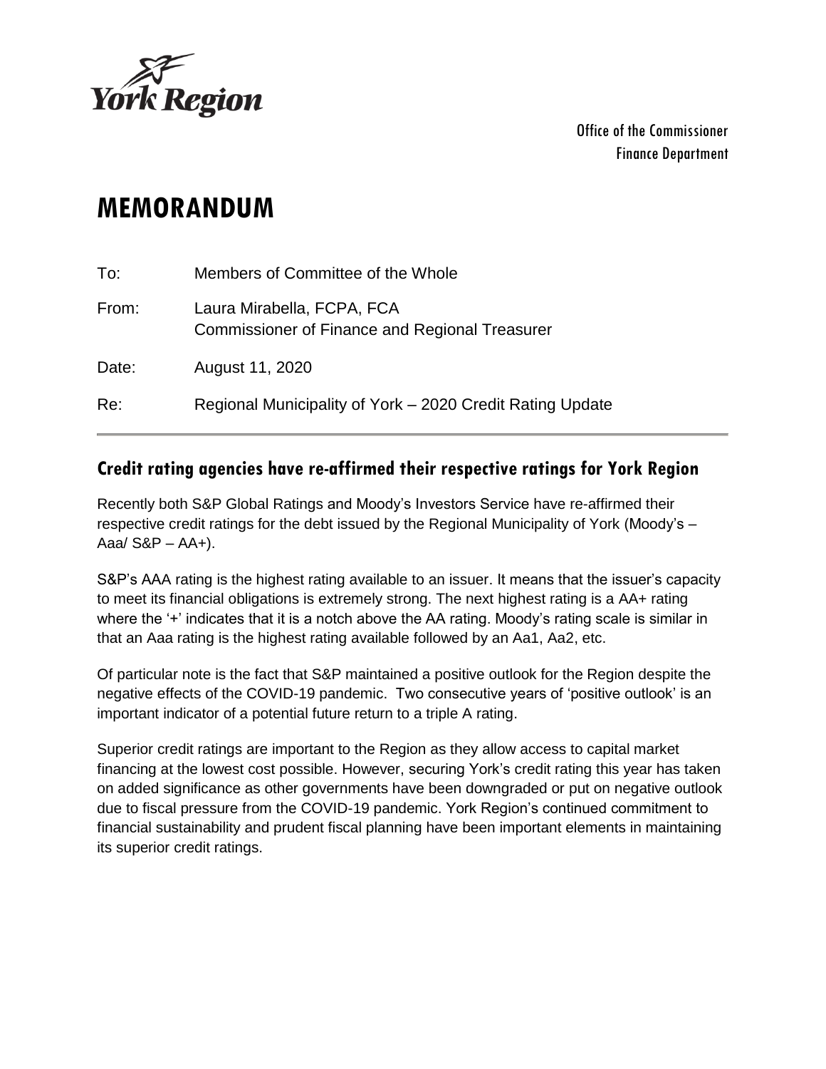York Region

Office of the Commissioner
Finance Department

# MEMORANDUM

To: Members of Committee of the Whole

From: Laura Mirabella, FCPA, FCA
Commissioner of Finance and Regional Treasurer

Date: August 11, 2020

Re: Regional Municipality of York – 2020 Credit Rating Update

## Credit rating agencies have re-affirmed their respective ratings for York Region

Recently both S&P Global Ratings and Moody's Investors Service have re-affirmed their respective credit ratings for the debt issued by the Regional Municipality of York (Moody's – Aaa/ S&P – AA+).

S&P's AAA rating is the highest rating available to an issuer. It means that the issuer's capacity to meet its financial obligations is extremely strong. The next highest rating is a AA+ rating where the '+' indicates that it is a notch above the AA rating. Moody's rating scale is similar in that an Aaa rating is the highest rating available followed by an Aa1, Aa2, etc.

Of particular note is the fact that S&P maintained a positive outlook for the Region despite the negative effects of the COVID-19 pandemic. Two consecutive years of 'positive outlook' is an important indicator of a potential future return to a triple A rating.

Superior credit ratings are important to the Region as they allow access to capital market financing at the lowest cost possible. However, securing York's credit rating this year has taken on added significance as other governments have been downgraded or put on negative outlook due to fiscal pressure from the COVID-19 pandemic. York Region's continued commitment to financial sustainability and prudent fiscal planning have been important elements in maintaining its superior credit ratings.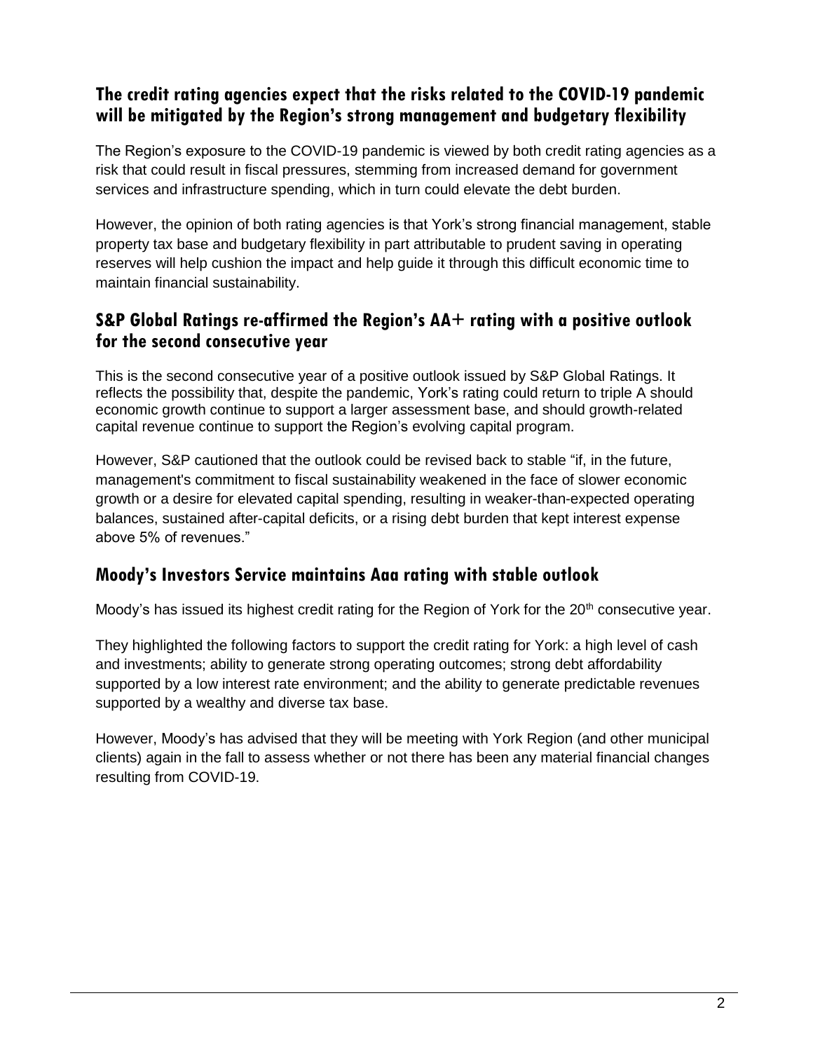## The credit rating agencies expect that the risks related to the COVID-19 pandemic will be mitigated by the Region's strong management and budgetary flexibility

The Region's exposure to the COVID-19 pandemic is viewed by both credit rating agencies as a risk that could result in fiscal pressures, stemming from increased demand for government services and infrastructure spending, which in turn could elevate the debt burden.

However, the opinion of both rating agencies is that York's strong financial management, stable property tax base and budgetary flexibility in part attributable to prudent saving in operating reserves will help cushion the impact and help guide it through this difficult economic time to maintain financial sustainability.

## S&P Global Ratings re-affirmed the Region's AA+ rating with a positive outlook for the second consecutive year

This is the second consecutive year of a positive outlook issued by S&P Global Ratings. It reflects the possibility that, despite the pandemic, York's rating could return to triple A should economic growth continue to support a larger assessment base, and should growth-related capital revenue continue to support the Region's evolving capital program.

However, S&P cautioned that the outlook could be revised back to stable "if, in the future, management's commitment to fiscal sustainability weakened in the face of slower economic growth or a desire for elevated capital spending, resulting in weaker-than-expected operating balances, sustained after-capital deficits, or a rising debt burden that kept interest expense above 5% of revenues."

## Moody's Investors Service maintains Aaa rating with stable outlook

Moody's has issued its highest credit rating for the Region of York for the 20th consecutive year.

They highlighted the following factors to support the credit rating for York: a high level of cash and investments; ability to generate strong operating outcomes; strong debt affordability supported by a low interest rate environment; and the ability to generate predictable revenues supported by a wealthy and diverse tax base.

However, Moody's has advised that they will be meeting with York Region (and other municipal clients) again in the fall to assess whether or not there has been any material financial changes resulting from COVID-19.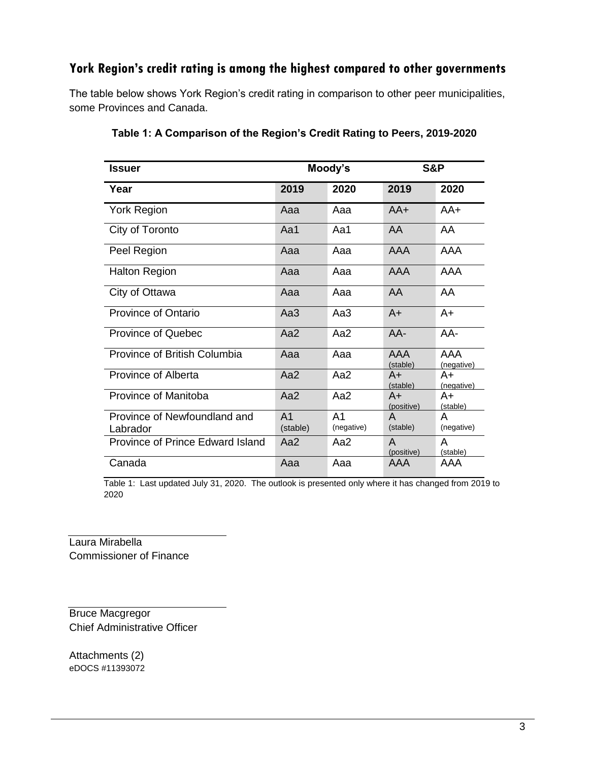## York Region's credit rating is among the highest compared to other governments

The table below shows York Region's credit rating in comparison to other peer municipalities, some Provinces and Canada.

**Table 1: A Comparison of the Region's Credit Rating to Peers, 2019-2020**

| Issuer | Moody's | | S&P | |
|---|---|---|---|---|
| **Year** | **2019** | **2020** | **2019** | **2020** |
| York Region | Aaa | Aaa | AA+ | AA+ |
| City of Toronto | Aa1 | Aa1 | AA | AA |
| Peel Region | Aaa | Aaa | AAA | AAA |
| Halton Region | Aaa | Aaa | AAA | AAA |
| City of Ottawa | Aaa | Aaa | AA | AA |
| Province of Ontario | Aa3 | Aa3 | A+ | A+ |
| Province of Quebec | Aa2 | Aa2 | AA- | AA- |
| Province of British Columbia | Aaa | Aaa | AAA (stable) | AAA (negative) |
| Province of Alberta | Aa2 | Aa2 | A+ (stable) | A+ (negative) |
| Province of Manitoba | Aa2 | Aa2 | A+ (positive) | A+ (stable) |
| Province of Newfoundland and Labrador | A1 (stable) | A1 (negative) | A (stable) | A (negative) |
| Province of Prince Edward Island | Aa2 | Aa2 | A (positive) | A (stable) |
| Canada | Aaa | Aaa | AAA | AAA |

Table 1: Last updated July 31, 2020. The outlook is presented only where it has changed from 2019 to 2020

Laura Mirabella
Commissioner of Finance

Bruce Macgregor
Chief Administrative Officer

Attachments (2)
eDOCS #11393072